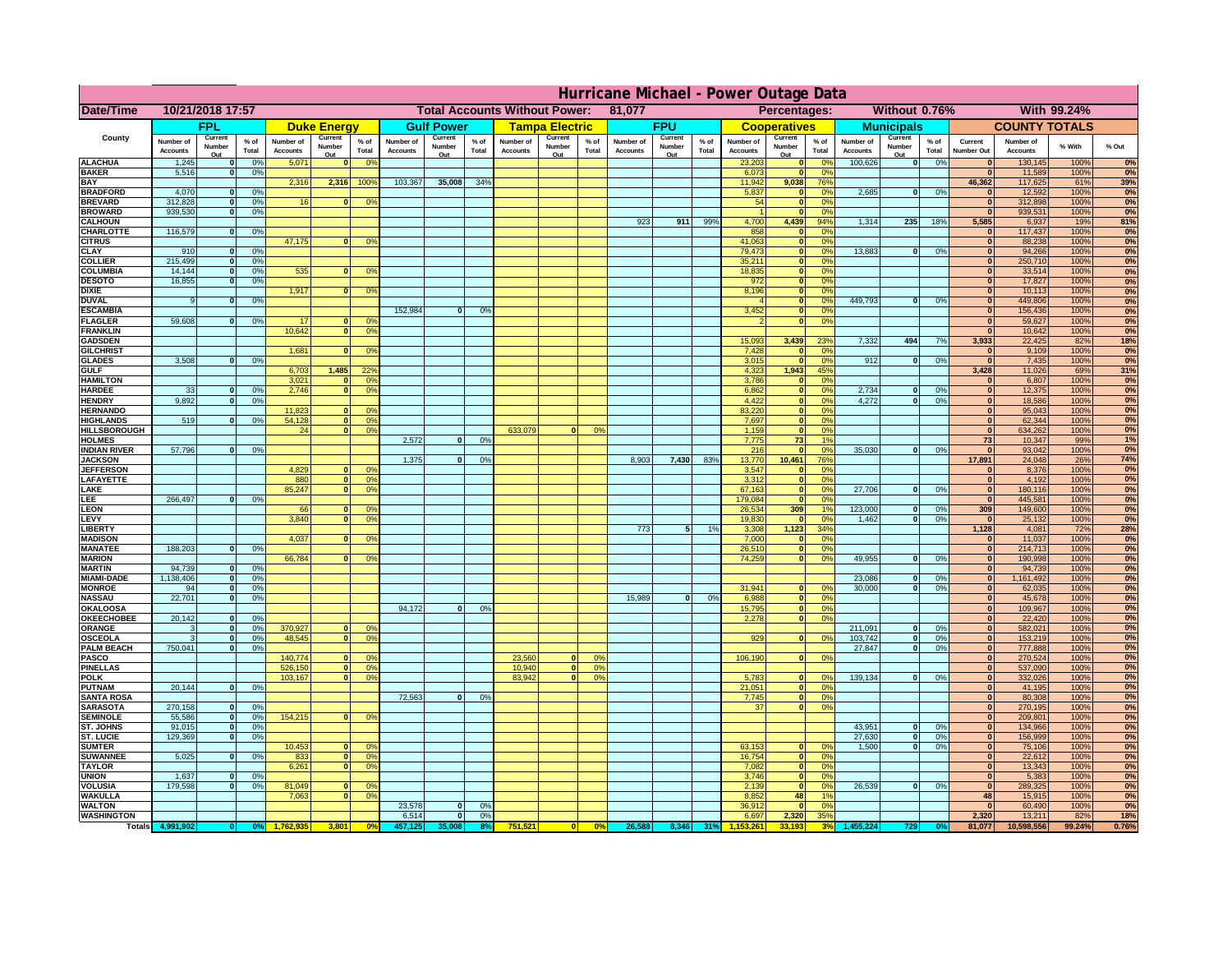# Hurricane Michael - Power Outage Data

| Date/Time | 10/21/2018 17:57 | | | | | | Total Accounts Without Power: | | | | | | 81,077 | | | | Percentages: | | | Without 0.76% | | | | With 99.24% | |
|---|---|---|---|---|---|---|---|---|---|---|---|---|---|---|---|---|---|---|---|---|---|---|---|---|---|
| County | FPL | | | Duke Energy | | | Gulf Power | | | Tampa Electric | | | FPU | | | Cooperatives | | | Municipals | | | COUNTY TOTALS | | | |
| | Number of Accounts | Current Number Out | % of Total | Number of Accounts | Current Number Out | % of Total | Number of Accounts | Current Number Out | % of Total | Number of Accounts | Current Number Out | % of Total | Number of Accounts | Current Number Out | % of Total | Number of Accounts | Current Number Out | % of Total | Number of Accounts | Current Number Out | % of Total | Current Number Out | Number of Accounts | % With | % Out |
| ALACHUA | 1,245 | 0 | 0% | 5,071 | 0 | 0% | | | | | | | | | | 23,203 | 0 | 0% | 100,626 | 0 | 0% | 0 | 130,145 | 100% | 0% |
| BAKER | 5,516 | 0 | 0% | | | | | | | | | | | | | 6,073 | 0 | 0% | | | | 0 | 11,589 | 100% | 0% |
| BAY | | | | 2,316 | 2,316 | 100% | 103,367 | 35,008 | 34% | | | | | | | 11,942 | 9,038 | 76% | | | | 46,362 | 117,625 | 61% | 39% |
| BRADFORD | 4,070 | 0 | 0% | | | | | | | | | | | | | 5,837 | 0 | 0% | 2,685 | 0 | 0% | 0 | 12,592 | 100% | 0% |
| BREVARD | 312,828 | 0 | 0% | 16 | 0 | 0% | | | | | | | | | | 54 | 0 | 0% | | | | 0 | 312,898 | 100% | 0% |
| BROWARD | 939,530 | 0 | 0% | | | | | | | | | | | | | 1 | 0 | 0% | | | | 0 | 939,531 | 100% | 0% |
| CALHOUN | | | | | | | | | | | | | 923 | 911 | 99% | 4,700 | 4,439 | 94% | 1,314 | 235 | 18% | 5,585 | 6,937 | 19% | 81% |
| CHARLOTTE | 116,579 | 0 | 0% | | | | | | | | | | | | | 858 | 0 | 0% | | | | 0 | 117,437 | 100% | 0% |
| CITRUS | | | | 47,175 | 0 | 0% | | | | | | | | | | 41,063 | 0 | 0% | | | | 0 | 88,238 | 100% | 0% |
| CLAY | 910 | 0 | 0% | | | | | | | | | | | | | 79,473 | 0 | 0% | 13,883 | 0 | 0% | 0 | 94,266 | 100% | 0% |
| COLLIER | 215,499 | 0 | 0% | | | | | | | | | | | | | 35,211 | 0 | 0% | | | | 0 | 250,710 | 100% | 0% |
| COLUMBIA | 14,144 | 0 | 0% | 535 | 0 | 0% | | | | | | | | | | 18,835 | 0 | 0% | | | | 0 | 33,514 | 100% | 0% |
| DESOTO | 16,855 | 0 | 0% | | | | | | | | | | | | | 972 | 0 | 0% | | | | 0 | 17,827 | 100% | 0% |
| DIXIE | | | | 1,917 | 0 | 0% | | | | | | | | | | 8,196 | 0 | 0% | | | | 0 | 10,113 | 100% | 0% |
| DUVAL | 9 | 0 | 0% | | | | | | | | | | | | | 4 | 0 | 0% | 449,793 | 0 | 0% | 0 | 449,806 | 100% | 0% |
| ESCAMBIA | | | | | | | 152,984 | 0 | 0% | | | | | | | 3,452 | 0 | 0% | | | | 0 | 156,436 | 100% | 0% |
| FLAGLER | 59,608 | 0 | 0% | 17 | 0 | 0% | | | | | | | | | | 2 | 0 | 0% | | | | 0 | 59,627 | 100% | 0% |
| FRANKLIN | | | | 10,642 | 0 | 0% | | | | | | | | | | | | | | | | 0 | 10,642 | 100% | 0% |
| GADSDEN | | | | | | | | | | | | | | | | 15,093 | 3,439 | 23% | 7,332 | 494 | 7% | 3,933 | 22,425 | 82% | 18% |
| GILCHRIST | | | | 1,681 | 0 | 0% | | | | | | | | | | 7,428 | 0 | 0% | | | | 0 | 9,109 | 100% | 0% |
| GLADES | 3,508 | 0 | 0% | | | | | | | | | | | | | 3,015 | 0 | 0% | 912 | 0 | 0% | 0 | 7,435 | 100% | 0% |
| GULF | | | | 6,703 | 1,485 | 22% | | | | | | | | | | 4,323 | 1,943 | 45% | | | | 3,428 | 11,026 | 69% | 31% |
| HAMILTON | | | | 3,021 | 0 | 0% | | | | | | | | | | 3,786 | 0 | 0% | | | | 0 | 6,807 | 100% | 0% |
| HARDEE | 33 | 0 | 0% | 2,746 | 0 | 0% | | | | | | | | | | 6,862 | 0 | 0% | 2,734 | 0 | 0% | 0 | 12,375 | 100% | 0% |
| HENDRY | 9,892 | 0 | 0% | | | | | | | | | | | | | 4,422 | 0 | 0% | 4,272 | 0 | 0% | 0 | 18,586 | 100% | 0% |
| HERNANDO | | | | 11,823 | 0 | 0% | | | | | | | | | | 83,220 | 0 | 0% | | | | 0 | 95,043 | 100% | 0% |
| HIGHLANDS | 519 | 0 | 0% | 54,128 | 0 | 0% | | | | | | | | | | 7,697 | 0 | 0% | | | | 0 | 62,344 | 100% | 0% |
| HILLSBOROUGH | | | | 24 | 0 | 0% | | | | 633,079 | 0 | 0% | | | | 1,159 | 0 | 0% | | | | 0 | 634,262 | 100% | 0% |
| HOLMES | | | | | | | 2,572 | 0 | 0% | | | | | | | 7,775 | 73 | 1% | | | | 73 | 10,347 | 99% | 1% |
| INDIAN RIVER | 57,796 | 0 | 0% | | | | | | | | | | | | | 216 | 0 | 0% | 35,030 | 0 | 0% | 0 | 93,042 | 100% | 0% |
| JACKSON | | | | | | | 1,375 | 0 | 0% | | | | 8,903 | 7,430 | 83% | 13,770 | 10,461 | 76% | | | | 17,891 | 24,048 | 26% | 74% |
| JEFFERSON | | | | 4,829 | 0 | 0% | | | | | | | | | | 3,547 | 0 | 0% | | | | 0 | 8,376 | 100% | 0% |
| LAFAYETTE | | | | 880 | 0 | 0% | | | | | | | | | | 3,312 | 0 | 0% | | | | 0 | 4,192 | 100% | 0% |
| LAKE | | | | 85,247 | 0 | 0% | | | | | | | | | | 67,163 | 0 | 0% | 27,706 | 0 | 0% | 0 | 180,116 | 100% | 0% |
| LEE | 266,497 | 0 | 0% | | | | | | | | | | | | | 179,084 | 0 | 0% | | | | 0 | 445,581 | 100% | 0% |
| LEON | | | | 66 | 0 | 0% | | | | | | | | | | 26,534 | 309 | 1% | 123,000 | 0 | 0% | 309 | 149,600 | 100% | 0% |
| LEVY | | | | 3,840 | 0 | 0% | | | | | | | | | | 19,830 | 0 | 0% | 1,462 | 0 | 0% | 0 | 25,132 | 100% | 0% |
| LIBERTY | | | | | | | | | | | | | 773 | 5 | 1% | 3,308 | 1,123 | 34% | | | | 1,128 | 4,081 | 72% | 28% |
| MADISON | | | | 4,037 | 0 | 0% | | | | | | | | | | 7,000 | 0 | 0% | | | | 0 | 11,037 | 100% | 0% |
| MANATEE | 188,203 | 0 | 0% | | | | | | | | | | | | | 26,510 | 0 | 0% | | | | 0 | 214,713 | 100% | 0% |
| MARION | | | | 66,784 | 0 | 0% | | | | | | | | | | 74,259 | 0 | 0% | 49,955 | 0 | 0% | 0 | 190,998 | 100% | 0% |
| MARTIN | 94,739 | 0 | 0% | | | | | | | | | | | | | | | | | | | 0 | 94,739 | 100% | 0% |
| MIAMI-DADE | 1,138,406 | 0 | 0% | | | | | | | | | | | | | | | | 23,086 | 0 | 0% | 0 | 1,161,492 | 100% | 0% |
| MONROE | 94 | 0 | 0% | | | | | | | | | | | | | 31,941 | 0 | 0% | 30,000 | 0 | 0% | 0 | 62,035 | 100% | 0% |
| NASSAU | 22,701 | 0 | 0% | | | | | | | | | | 15,989 | 0 | 0% | 6,988 | 0 | 0% | | | | 0 | 45,678 | 100% | 0% |
| OKALOOSA | | | | | | | 94,172 | 0 | 0% | | | | | | | 15,795 | 0 | 0% | | | | 0 | 109,967 | 100% | 0% |
| OKEECHOBEE | 20,142 | 0 | 0% | | | | | | | | | | | | | 2,278 | 0 | 0% | | | | 0 | 22,420 | 100% | 0% |
| ORANGE | 3 | 0 | 0% | 370,927 | 0 | 0% | | | | | | | | | | | | | 211,091 | 0 | 0% | 0 | 582,021 | 100% | 0% |
| OSCEOLA | 3 | 0 | 0% | 48,545 | 0 | 0% | | | | | | | | | | 929 | 0 | 0% | 103,742 | 0 | 0% | 0 | 153,219 | 100% | 0% |
| PALM BEACH | 750,041 | 0 | 0% | | | | | | | | | | | | | | | | 27,847 | 0 | 0% | 0 | 777,888 | 100% | 0% |
| PASCO | | | | 140,774 | 0 | 0% | | | | 23,560 | 0 | 0% | | | | 106,190 | 0 | 0% | | | | 0 | 270,524 | 100% | 0% |
| PINELLAS | | | | 526,150 | 0 | 0% | | | | 10,940 | 0 | 0% | | | | | | | | | | 0 | 537,090 | 100% | 0% |
| POLK | | | | 103,167 | 0 | 0% | | | | 83,942 | 0 | 0% | | | | 5,783 | 0 | 0% | 139,134 | 0 | 0% | 0 | 332,026 | 100% | 0% |
| PUTNAM | 20,144 | 0 | 0% | | | | | | | | | | | | | 21,051 | 0 | 0% | | | | 0 | 41,195 | 100% | 0% |
| SANTA ROSA | | | | | | | 72,563 | 0 | 0% | | | | | | | 7,745 | 0 | 0% | | | | 0 | 80,308 | 100% | 0% |
| SARASOTA | 270,158 | 0 | 0% | | | | | | | | | | | | | 37 | 0 | 0% | | | | 0 | 270,195 | 100% | 0% |
| SEMINOLE | 55,586 | 0 | 0% | 154,215 | 0 | 0% | | | | | | | | | | | | | | | | 0 | 209,801 | 100% | 0% |
| ST. JOHNS | 91,015 | 0 | 0% | | | | | | | | | | | | | | | | 43,951 | 0 | 0% | 0 | 134,966 | 100% | 0% |
| ST. LUCIE | 129,369 | 0 | 0% | | | | | | | | | | | | | | | | 27,630 | 0 | 0% | 0 | 156,999 | 100% | 0% |
| SUMTER | | | | 10,453 | 0 | 0% | | | | | | | | | | 63,153 | 0 | 0% | 1,500 | 0 | 0% | 0 | 75,106 | 100% | 0% |
| SUWANNEE | 5,025 | 0 | 0% | 833 | 0 | 0% | | | | | | | | | | 16,754 | 0 | 0% | | | | 0 | 22,612 | 100% | 0% |
| TAYLOR | | | | 6,261 | 0 | 0% | | | | | | | | | | 7,082 | 0 | 0% | | | | 0 | 13,343 | 100% | 0% |
| UNION | 1,637 | 0 | 0% | | | | | | | | | | | | | 3,746 | 0 | 0% | | | | 0 | 5,383 | 100% | 0% |
| VOLUSIA | 179,598 | 0 | 0% | 81,049 | 0 | 0% | | | | | | | | | | 2,139 | 0 | 0% | 26,539 | 0 | 0% | 0 | 289,325 | 100% | 0% |
| WAKULLA | | | | 7,063 | 0 | 0% | | | | | | | | | | 8,852 | 48 | 1% | | | | 48 | 15,915 | 100% | 0% |
| WALTON | | | | | | | 23,578 | 0 | 0% | | | | | | | 36,912 | 0 | 0% | | | | 0 | 60,490 | 100% | 0% |
| WASHINGTON | | | | | | | 6,514 | 0 | 0% | | | | | | | 6,697 | 2,320 | 35% | | | | 2,320 | 13,211 | 82% | 18% |
| Totals | 4,991,902 | 0 | 0% | 1,762,935 | 3,801 | 0% | 457,125 | 35,008 | 8% | 751,521 | 0 | 0% | 26,588 | 8,346 | 31% | 1,153,261 | 33,193 | 3% | 1,455,224 | 729 | 0% | 81,077 | 10,598,556 | 99.24% | 0.76% |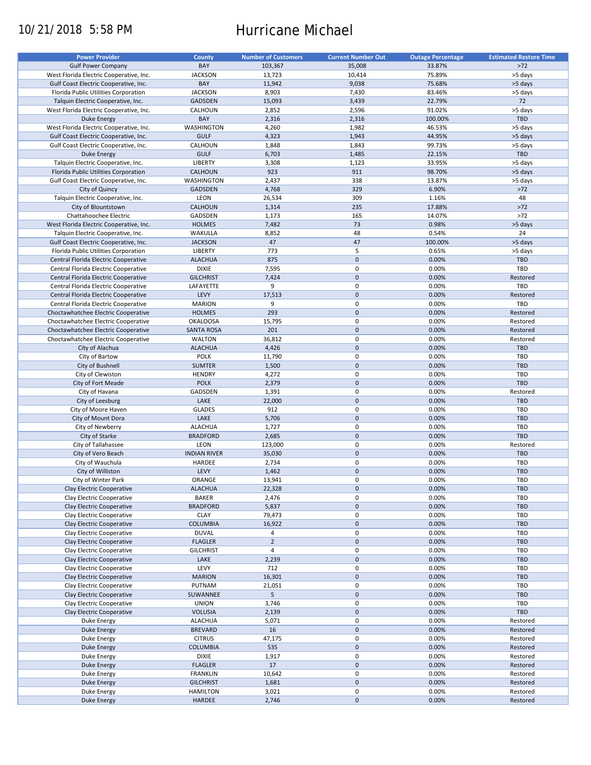# Hurricane Michael

10/21/2018 5:58 PM

| Power Provider | County | Number of Customers | Current Number Out | Outage Percentage | Estimated Restore Time |
|---|---|---|---|---|---|
| Gulf Power Company | BAY | 103,367 | 35,008 | 33.87% | >72 |
| West Florida Electric Cooperative, Inc. | JACKSON | 13,723 | 10,414 | 75.89% | >5 days |
| Gulf Coast Electric Cooperative, Inc. | BAY | 11,942 | 9,038 | 75.68% | >5 days |
| Florida Public Utilities Corporation | JACKSON | 8,903 | 7,430 | 83.46% | >5 days |
| Talquin Electric Cooperative, Inc. | GADSDEN | 15,093 | 3,439 | 22.79% | 72 |
| West Florida Electric Cooperative, Inc. | CALHOUN | 2,852 | 2,596 | 91.02% | >5 days |
| Duke Energy | BAY | 2,316 | 2,316 | 100.00% | TBD |
| West Florida Electric Cooperative, Inc. | WASHINGTON | 4,260 | 1,982 | 46.53% | >5 days |
| Gulf Coast Electric Cooperative, Inc. | GULF | 4,323 | 1,943 | 44.95% | >5 days |
| Gulf Coast Electric Cooperative, Inc. | CALHOUN | 1,848 | 1,843 | 99.73% | >5 days |
| Duke Energy | GULF | 6,703 | 1,485 | 22.15% | TBD |
| Talquin Electric Cooperative, Inc. | LIBERTY | 3,308 | 1,123 | 33.95% | >5 days |
| Florida Public Utilities Corporation | CALHOUN | 923 | 911 | 98.70% | >5 days |
| Gulf Coast Electric Cooperative, Inc. | WASHINGTON | 2,437 | 338 | 13.87% | >5 days |
| City of Quincy | GADSDEN | 4,768 | 329 | 6.90% | >72 |
| Talquin Electric Cooperative, Inc. | LEON | 26,534 | 309 | 1.16% | 48 |
| City of Blountstown | CALHOUN | 1,314 | 235 | 17.88% | >72 |
| Chattahoochee Electric | GADSDEN | 1,173 | 165 | 14.07% | >72 |
| West Florida Electric Cooperative, Inc. | HOLMES | 7,482 | 73 | 0.98% | >5 days |
| Talquin Electric Cooperative, Inc. | WAKULLA | 8,852 | 48 | 0.54% | 24 |
| Gulf Coast Electric Cooperative, Inc. | JACKSON | 47 | 47 | 100.00% | >5 days |
| Florida Public Utilities Corporation | LIBERTY | 773 | 5 | 0.65% | >5 days |
| Central Florida Electric Cooperative | ALACHUA | 875 | 0 | 0.00% | TBD |
| Central Florida Electric Cooperative | DIXIE | 7,595 | 0 | 0.00% | TBD |
| Central Florida Electric Cooperative | GILCHRIST | 7,424 | 0 | 0.00% | Restored |
| Central Florida Electric Cooperative | LAFAYETTE | 9 | 0 | 0.00% | TBD |
| Central Florida Electric Cooperative | LEVY | 17,513 | 0 | 0.00% | Restored |
| Central Florida Electric Cooperative | MARION | 9 | 0 | 0.00% | TBD |
| Choctawhatchee Electric Cooperative | HOLMES | 293 | 0 | 0.00% | Restored |
| Choctawhatchee Electric Cooperative | OKALOOSA | 15,795 | 0 | 0.00% | Restored |
| Choctawhatchee Electric Cooperative | SANTA ROSA | 201 | 0 | 0.00% | Restored |
| Choctawhatchee Electric Cooperative | WALTON | 36,812 | 0 | 0.00% | Restored |
| City of Alachua | ALACHUA | 4,426 | 0 | 0.00% | TBD |
| City of Bartow | POLK | 11,790 | 0 | 0.00% | TBD |
| City of Bushnell | SUMTER | 1,500 | 0 | 0.00% | TBD |
| City of Clewiston | HENDRY | 4,272 | 0 | 0.00% | TBD |
| City of Fort Meade | POLK | 2,379 | 0 | 0.00% | TBD |
| City of Havana | GADSDEN | 1,391 | 0 | 0.00% | Restored |
| City of Leesburg | LAKE | 22,000 | 0 | 0.00% | TBD |
| City of Moore Haven | GLADES | 912 | 0 | 0.00% | TBD |
| City of Mount Dora | LAKE | 5,706 | 0 | 0.00% | TBD |
| City of Newberry | ALACHUA | 1,727 | 0 | 0.00% | TBD |
| City of Starke | BRADFORD | 2,685 | 0 | 0.00% | TBD |
| City of Tallahassee | LEON | 123,000 | 0 | 0.00% | Restored |
| City of Vero Beach | INDIAN RIVER | 35,030 | 0 | 0.00% | TBD |
| City of Wauchula | HARDEE | 2,734 | 0 | 0.00% | TBD |
| City of Williston | LEVY | 1,462 | 0 | 0.00% | TBD |
| City of Winter Park | ORANGE | 13,941 | 0 | 0.00% | TBD |
| Clay Electric Cooperative | ALACHUA | 22,328 | 0 | 0.00% | TBD |
| Clay Electric Cooperative | BAKER | 2,476 | 0 | 0.00% | TBD |
| Clay Electric Cooperative | BRADFORD | 5,837 | 0 | 0.00% | TBD |
| Clay Electric Cooperative | CLAY | 79,473 | 0 | 0.00% | TBD |
| Clay Electric Cooperative | COLUMBIA | 16,922 | 0 | 0.00% | TBD |
| Clay Electric Cooperative | DUVAL | 4 | 0 | 0.00% | TBD |
| Clay Electric Cooperative | FLAGLER | 2 | 0 | 0.00% | TBD |
| Clay Electric Cooperative | GILCHRIST | 4 | 0 | 0.00% | TBD |
| Clay Electric Cooperative | LAKE | 2,239 | 0 | 0.00% | TBD |
| Clay Electric Cooperative | LEVY | 712 | 0 | 0.00% | TBD |
| Clay Electric Cooperative | MARION | 16,301 | 0 | 0.00% | TBD |
| Clay Electric Cooperative | PUTNAM | 21,051 | 0 | 0.00% | TBD |
| Clay Electric Cooperative | SUWANNEE | 5 | 0 | 0.00% | TBD |
| Clay Electric Cooperative | UNION | 3,746 | 0 | 0.00% | TBD |
| Clay Electric Cooperative | VOLUSIA | 2,139 | 0 | 0.00% | TBD |
| Duke Energy | ALACHUA | 5,071 | 0 | 0.00% | Restored |
| Duke Energy | BREVARD | 16 | 0 | 0.00% | Restored |
| Duke Energy | CITRUS | 47,175 | 0 | 0.00% | Restored |
| Duke Energy | COLUMBIA | 535 | 0 | 0.00% | Restored |
| Duke Energy | DIXIE | 1,917 | 0 | 0.00% | Restored |
| Duke Energy | FLAGLER | 17 | 0 | 0.00% | Restored |
| Duke Energy | FRANKLIN | 10,642 | 0 | 0.00% | Restored |
| Duke Energy | GILCHRIST | 1,681 | 0 | 0.00% | Restored |
| Duke Energy | HAMILTON | 3,021 | 0 | 0.00% | Restored |
| Duke Energy | HARDEE | 2,746 | 0 | 0.00% | Restored |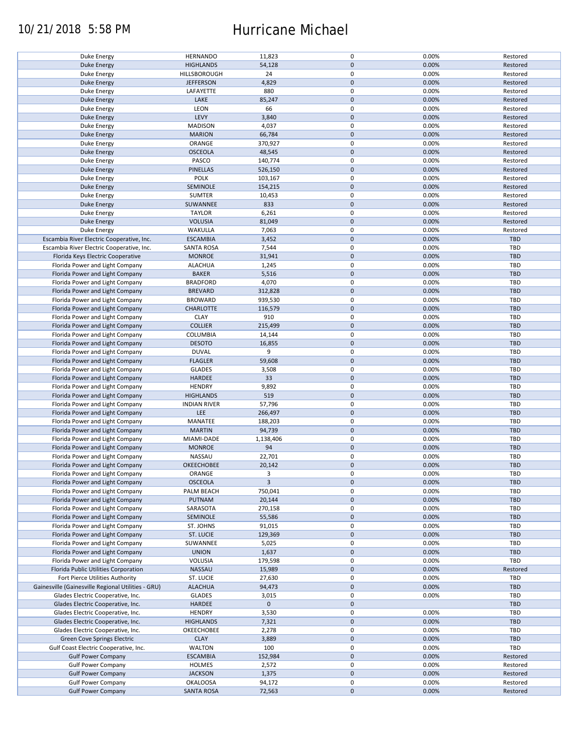| Duke Energy | HERNANDO | 11,823 | 0 | 0.00% | Restored |
|---|---|---|---|---|---|
| Duke Energy | HIGHLANDS | 54,128 | 0 | 0.00% | Restored |
| Duke Energy | HILLSBOROUGH | 24 | 0 | 0.00% | Restored |
| Duke Energy | JEFFERSON | 4,829 | 0 | 0.00% | Restored |
| Duke Energy | LAFAYETTE | 880 | 0 | 0.00% | Restored |
| Duke Energy | LAKE | 85,247 | 0 | 0.00% | Restored |
| Duke Energy | LEON | 66 | 0 | 0.00% | Restored |
| Duke Energy | LEVY | 3,840 | 0 | 0.00% | Restored |
| Duke Energy | MADISON | 4,037 | 0 | 0.00% | Restored |
| Duke Energy | MARION | 66,784 | 0 | 0.00% | Restored |
| Duke Energy | ORANGE | 370,927 | 0 | 0.00% | Restored |
| Duke Energy | OSCEOLA | 48,545 | 0 | 0.00% | Restored |
| Duke Energy | PASCO | 140,774 | 0 | 0.00% | Restored |
| Duke Energy | PINELLAS | 526,150 | 0 | 0.00% | Restored |
| Duke Energy | POLK | 103,167 | 0 | 0.00% | Restored |
| Duke Energy | SEMINOLE | 154,215 | 0 | 0.00% | Restored |
| Duke Energy | SUMTER | 10,453 | 0 | 0.00% | Restored |
| Duke Energy | SUWANNEE | 833 | 0 | 0.00% | Restored |
| Duke Energy | TAYLOR | 6,261 | 0 | 0.00% | Restored |
| Duke Energy | VOLUSIA | 81,049 | 0 | 0.00% | Restored |
| Duke Energy | WAKULLA | 7,063 | 0 | 0.00% | Restored |
| Escambia River Electric Cooperative, Inc. | ESCAMBIA | 3,452 | 0 | 0.00% | TBD |
| Escambia River Electric Cooperative, Inc. | SANTA ROSA | 7,544 | 0 | 0.00% | TBD |
| Florida Keys Electric Cooperative | MONROE | 31,941 | 0 | 0.00% | TBD |
| Florida Power and Light Company | ALACHUA | 1,245 | 0 | 0.00% | TBD |
| Florida Power and Light Company | BAKER | 5,516 | 0 | 0.00% | TBD |
| Florida Power and Light Company | BRADFORD | 4,070 | 0 | 0.00% | TBD |
| Florida Power and Light Company | BREVARD | 312,828 | 0 | 0.00% | TBD |
| Florida Power and Light Company | BROWARD | 939,530 | 0 | 0.00% | TBD |
| Florida Power and Light Company | CHARLOTTE | 116,579 | 0 | 0.00% | TBD |
| Florida Power and Light Company | CLAY | 910 | 0 | 0.00% | TBD |
| Florida Power and Light Company | COLLIER | 215,499 | 0 | 0.00% | TBD |
| Florida Power and Light Company | COLUMBIA | 14,144 | 0 | 0.00% | TBD |
| Florida Power and Light Company | DESOTO | 16,855 | 0 | 0.00% | TBD |
| Florida Power and Light Company | DUVAL | 9 | 0 | 0.00% | TBD |
| Florida Power and Light Company | FLAGLER | 59,608 | 0 | 0.00% | TBD |
| Florida Power and Light Company | GLADES | 3,508 | 0 | 0.00% | TBD |
| Florida Power and Light Company | HARDEE | 33 | 0 | 0.00% | TBD |
| Florida Power and Light Company | HENDRY | 9,892 | 0 | 0.00% | TBD |
| Florida Power and Light Company | HIGHLANDS | 519 | 0 | 0.00% | TBD |
| Florida Power and Light Company | INDIAN RIVER | 57,796 | 0 | 0.00% | TBD |
| Florida Power and Light Company | LEE | 266,497 | 0 | 0.00% | TBD |
| Florida Power and Light Company | MANATEE | 188,203 | 0 | 0.00% | TBD |
| Florida Power and Light Company | MARTIN | 94,739 | 0 | 0.00% | TBD |
| Florida Power and Light Company | MIAMI-DADE | 1,138,406 | 0 | 0.00% | TBD |
| Florida Power and Light Company | MONROE | 94 | 0 | 0.00% | TBD |
| Florida Power and Light Company | NASSAU | 22,701 | 0 | 0.00% | TBD |
| Florida Power and Light Company | OKEECHOBEE | 20,142 | 0 | 0.00% | TBD |
| Florida Power and Light Company | ORANGE | 3 | 0 | 0.00% | TBD |
| Florida Power and Light Company | OSCEOLA | 3 | 0 | 0.00% | TBD |
| Florida Power and Light Company | PALM BEACH | 750,041 | 0 | 0.00% | TBD |
| Florida Power and Light Company | PUTNAM | 20,144 | 0 | 0.00% | TBD |
| Florida Power and Light Company | SARASOTA | 270,158 | 0 | 0.00% | TBD |
| Florida Power and Light Company | SEMINOLE | 55,586 | 0 | 0.00% | TBD |
| Florida Power and Light Company | ST. JOHNS | 91,015 | 0 | 0.00% | TBD |
| Florida Power and Light Company | ST. LUCIE | 129,369 | 0 | 0.00% | TBD |
| Florida Power and Light Company | SUWANNEE | 5,025 | 0 | 0.00% | TBD |
| Florida Power and Light Company | UNION | 1,637 | 0 | 0.00% | TBD |
| Florida Power and Light Company | VOLUSIA | 179,598 | 0 | 0.00% | TBD |
| Florida Public Utilities Corporation | NASSAU | 15,989 | 0 | 0.00% | Restored |
| Fort Pierce Utilities Authority | ST. LUCIE | 27,630 | 0 | 0.00% | TBD |
| Gainesville (Gainesville Regional Utilities - GRU) | ALACHUA | 94,473 | 0 | 0.00% | TBD |
| Glades Electric Cooperative, Inc. | GLADES | 3,015 | 0 | 0.00% | TBD |
| Glades Electric Cooperative, Inc. | HARDEE | 0 | 0 | | TBD |
| Glades Electric Cooperative, Inc. | HENDRY | 3,530 | 0 | 0.00% | TBD |
| Glades Electric Cooperative, Inc. | HIGHLANDS | 7,321 | 0 | 0.00% | TBD |
| Glades Electric Cooperative, Inc. | OKEECHOBEE | 2,278 | 0 | 0.00% | TBD |
| Green Cove Springs Electric | CLAY | 3,889 | 0 | 0.00% | TBD |
| Gulf Coast Electric Cooperative, Inc. | WALTON | 100 | 0 | 0.00% | TBD |
| Gulf Power Company | ESCAMBIA | 152,984 | 0 | 0.00% | Restored |
| Gulf Power Company | HOLMES | 2,572 | 0 | 0.00% | Restored |
| Gulf Power Company | JACKSON | 1,375 | 0 | 0.00% | Restored |
| Gulf Power Company | OKALOOSA | 94,172 | 0 | 0.00% | Restored |
| Gulf Power Company | SANTA ROSA | 72,563 | 0 | 0.00% | Restored |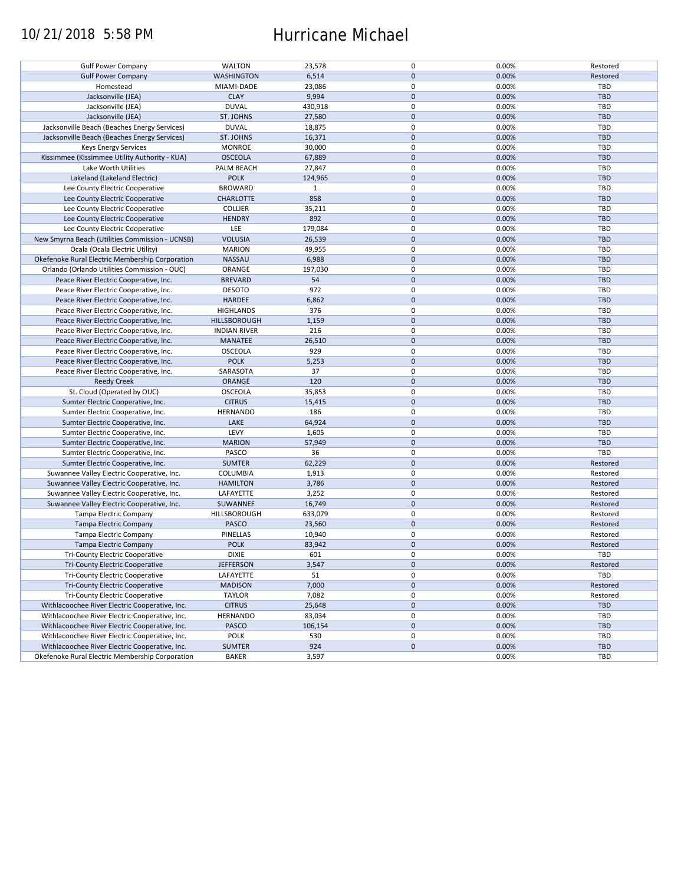| | | | | | |
|---|---|---|---|---|---|
| Gulf Power Company | WALTON | 23,578 | 0 | 0.00% | Restored |
| Gulf Power Company | WASHINGTON | 6,514 | 0 | 0.00% | Restored |
| Homestead | MIAMI-DADE | 23,086 | 0 | 0.00% | TBD |
| Jacksonville (JEA) | CLAY | 9,994 | 0 | 0.00% | TBD |
| Jacksonville (JEA) | DUVAL | 430,918 | 0 | 0.00% | TBD |
| Jacksonville (JEA) | ST. JOHNS | 27,580 | 0 | 0.00% | TBD |
| Jacksonville Beach (Beaches Energy Services) | DUVAL | 18,875 | 0 | 0.00% | TBD |
| Jacksonville Beach (Beaches Energy Services) | ST. JOHNS | 16,371 | 0 | 0.00% | TBD |
| Keys Energy Services | MONROE | 30,000 | 0 | 0.00% | TBD |
| Kissimmee (Kissimmee Utility Authority - KUA) | OSCEOLA | 67,889 | 0 | 0.00% | TBD |
| Lake Worth Utilities | PALM BEACH | 27,847 | 0 | 0.00% | TBD |
| Lakeland (Lakeland Electric) | POLK | 124,965 | 0 | 0.00% | TBD |
| Lee County Electric Cooperative | BROWARD | 1 | 0 | 0.00% | TBD |
| Lee County Electric Cooperative | CHARLOTTE | 858 | 0 | 0.00% | TBD |
| Lee County Electric Cooperative | COLLIER | 35,211 | 0 | 0.00% | TBD |
| Lee County Electric Cooperative | HENDRY | 892 | 0 | 0.00% | TBD |
| Lee County Electric Cooperative | LEE | 179,084 | 0 | 0.00% | TBD |
| New Smyrna Beach (Utilities Commission - UCNSB) | VOLUSIA | 26,539 | 0 | 0.00% | TBD |
| Ocala (Ocala Electric Utility) | MARION | 49,955 | 0 | 0.00% | TBD |
| Okefenoke Rural Electric Membership Corporation | NASSAU | 6,988 | 0 | 0.00% | TBD |
| Orlando (Orlando Utilities Commission - OUC) | ORANGE | 197,030 | 0 | 0.00% | TBD |
| Peace River Electric Cooperative, Inc. | BREVARD | 54 | 0 | 0.00% | TBD |
| Peace River Electric Cooperative, Inc. | DESOTO | 972 | 0 | 0.00% | TBD |
| Peace River Electric Cooperative, Inc. | HARDEE | 6,862 | 0 | 0.00% | TBD |
| Peace River Electric Cooperative, Inc. | HIGHLANDS | 376 | 0 | 0.00% | TBD |
| Peace River Electric Cooperative, Inc. | HILLSBOROUGH | 1,159 | 0 | 0.00% | TBD |
| Peace River Electric Cooperative, Inc. | INDIAN RIVER | 216 | 0 | 0.00% | TBD |
| Peace River Electric Cooperative, Inc. | MANATEE | 26,510 | 0 | 0.00% | TBD |
| Peace River Electric Cooperative, Inc. | OSCEOLA | 929 | 0 | 0.00% | TBD |
| Peace River Electric Cooperative, Inc. | POLK | 5,253 | 0 | 0.00% | TBD |
| Peace River Electric Cooperative, Inc. | SARASOTA | 37 | 0 | 0.00% | TBD |
| Reedy Creek | ORANGE | 120 | 0 | 0.00% | TBD |
| St. Cloud (Operated by OUC) | OSCEOLA | 35,853 | 0 | 0.00% | TBD |
| Sumter Electric Cooperative, Inc. | CITRUS | 15,415 | 0 | 0.00% | TBD |
| Sumter Electric Cooperative, Inc. | HERNANDO | 186 | 0 | 0.00% | TBD |
| Sumter Electric Cooperative, Inc. | LAKE | 64,924 | 0 | 0.00% | TBD |
| Sumter Electric Cooperative, Inc. | LEVY | 1,605 | 0 | 0.00% | TBD |
| Sumter Electric Cooperative, Inc. | MARION | 57,949 | 0 | 0.00% | TBD |
| Sumter Electric Cooperative, Inc. | PASCO | 36 | 0 | 0.00% | TBD |
| Sumter Electric Cooperative, Inc. | SUMTER | 62,229 | 0 | 0.00% | Restored |
| Suwannee Valley Electric Cooperative, Inc. | COLUMBIA | 1,913 | 0 | 0.00% | Restored |
| Suwannee Valley Electric Cooperative, Inc. | HAMILTON | 3,786 | 0 | 0.00% | Restored |
| Suwannee Valley Electric Cooperative, Inc. | LAFAYETTE | 3,252 | 0 | 0.00% | Restored |
| Suwannee Valley Electric Cooperative, Inc. | SUWANNEE | 16,749 | 0 | 0.00% | Restored |
| Tampa Electric Company | HILLSBOROUGH | 633,079 | 0 | 0.00% | Restored |
| Tampa Electric Company | PASCO | 23,560 | 0 | 0.00% | Restored |
| Tampa Electric Company | PINELLAS | 10,940 | 0 | 0.00% | Restored |
| Tampa Electric Company | POLK | 83,942 | 0 | 0.00% | Restored |
| Tri-County Electric Cooperative | DIXIE | 601 | 0 | 0.00% | TBD |
| Tri-County Electric Cooperative | JEFFERSON | 3,547 | 0 | 0.00% | Restored |
| Tri-County Electric Cooperative | LAFAYETTE | 51 | 0 | 0.00% | TBD |
| Tri-County Electric Cooperative | MADISON | 7,000 | 0 | 0.00% | Restored |
| Tri-County Electric Cooperative | TAYLOR | 7,082 | 0 | 0.00% | Restored |
| Withlacoochee River Electric Cooperative, Inc. | CITRUS | 25,648 | 0 | 0.00% | TBD |
| Withlacoochee River Electric Cooperative, Inc. | HERNANDO | 83,034 | 0 | 0.00% | TBD |
| Withlacoochee River Electric Cooperative, Inc. | PASCO | 106,154 | 0 | 0.00% | TBD |
| Withlacoochee River Electric Cooperative, Inc. | POLK | 530 | 0 | 0.00% | TBD |
| Withlacoochee River Electric Cooperative, Inc. | SUMTER | 924 | 0 | 0.00% | TBD |
| Okefenoke Rural Electric Membership Corporation | BAKER | 3,597 | | 0.00% | TBD |